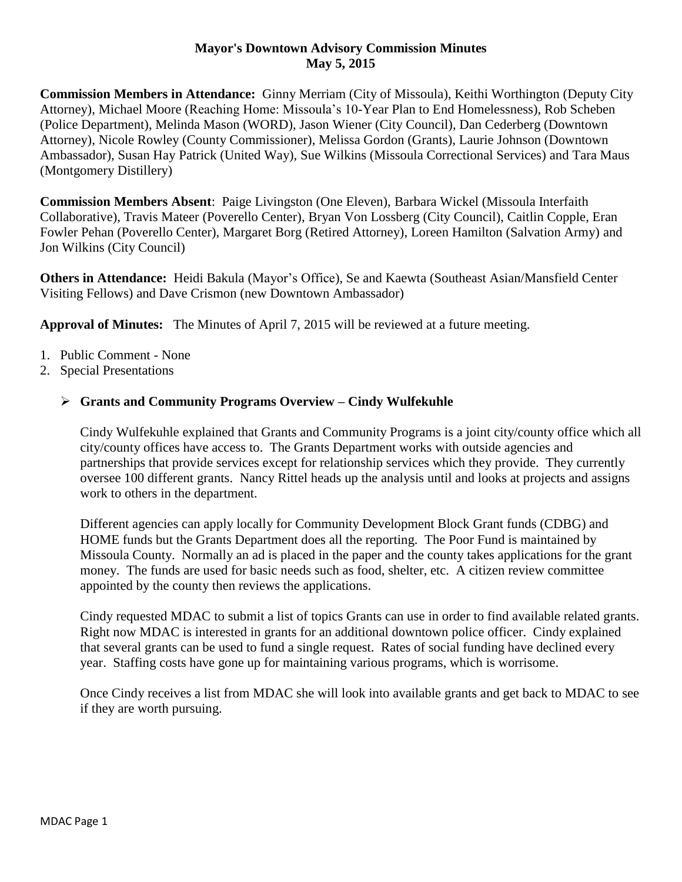**Mayor's Downtown Advisory Commission Minutes**
**May 5, 2015**

**Commission Members in Attendance:** Ginny Merriam (City of Missoula), Keithi Worthington (Deputy City Attorney), Michael Moore (Reaching Home: Missoula's 10-Year Plan to End Homelessness), Rob Scheben (Police Department), Melinda Mason (WORD), Jason Wiener (City Council), Dan Cederberg (Downtown Attorney), Nicole Rowley (County Commissioner), Melissa Gordon (Grants), Laurie Johnson (Downtown Ambassador), Susan Hay Patrick (United Way), Sue Wilkins (Missoula Correctional Services) and Tara Maus (Montgomery Distillery)

**Commission Members Absent**: Paige Livingston (One Eleven), Barbara Wickel (Missoula Interfaith Collaborative), Travis Mateer (Poverello Center), Bryan Von Lossberg (City Council), Caitlin Copple, Eran Fowler Pehan (Poverello Center), Margaret Borg (Retired Attorney), Loreen Hamilton (Salvation Army) and Jon Wilkins (City Council)

**Others in Attendance:** Heidi Bakula (Mayor's Office), Se and Kaewta (Southeast Asian/Mansfield Center Visiting Fellows) and Dave Crismon (new Downtown Ambassador)

**Approval of Minutes:** The Minutes of April 7, 2015 will be reviewed at a future meeting.

1. Public Comment - None
2. Special Presentations

- **Grants and Community Programs Overview – Cindy Wulfekuhle**

  Cindy Wulfekuhle explained that Grants and Community Programs is a joint city/county office which all city/county offices have access to. The Grants Department works with outside agencies and partnerships that provide services except for relationship services which they provide. They currently oversee 100 different grants. Nancy Rittel heads up the analysis until and looks at projects and assigns work to others in the department.

  Different agencies can apply locally for Community Development Block Grant funds (CDBG) and HOME funds but the Grants Department does all the reporting. The Poor Fund is maintained by Missoula County. Normally an ad is placed in the paper and the county takes applications for the grant money. The funds are used for basic needs such as food, shelter, etc. A citizen review committee appointed by the county then reviews the applications.

  Cindy requested MDAC to submit a list of topics Grants can use in order to find available related grants. Right now MDAC is interested in grants for an additional downtown police officer. Cindy explained that several grants can be used to fund a single request. Rates of social funding have declined every year. Staffing costs have gone up for maintaining various programs, which is worrisome.

  Once Cindy receives a list from MDAC she will look into available grants and get back to MDAC to see if they are worth pursuing.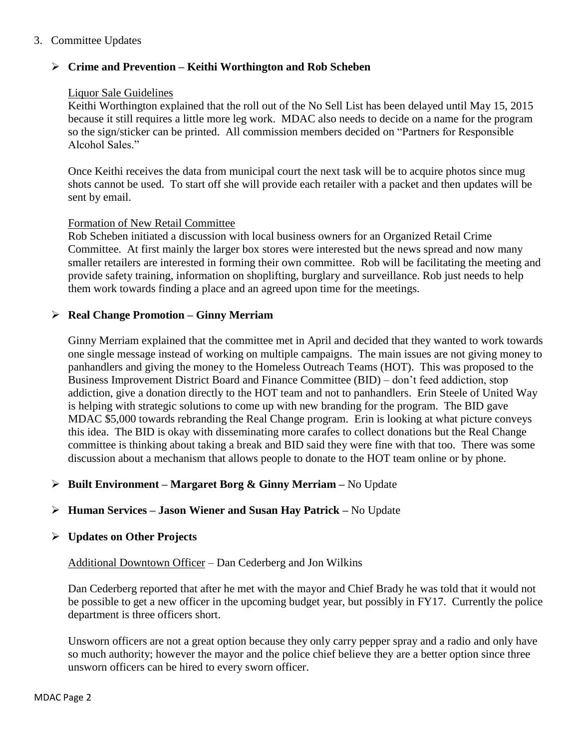3. Committee Updates

- **Crime and Prevention – Keithi Worthington and Rob Scheben**

  Liquor Sale Guidelines

  Keithi Worthington explained that the roll out of the No Sell List has been delayed until May 15, 2015 because it still requires a little more leg work. MDAC also needs to decide on a name for the program so the sign/sticker can be printed. All commission members decided on "Partners for Responsible Alcohol Sales."

  Once Keithi receives the data from municipal court the next task will be to acquire photos since mug shots cannot be used. To start off she will provide each retailer with a packet and then updates will be sent by email.

  Formation of New Retail Committee

  Rob Scheben initiated a discussion with local business owners for an Organized Retail Crime Committee. At first mainly the larger box stores were interested but the news spread and now many smaller retailers are interested in forming their own committee. Rob will be facilitating the meeting and provide safety training, information on shoplifting, burglary and surveillance. Rob just needs to help them work towards finding a place and an agreed upon time for the meetings.

- **Real Change Promotion – Ginny Merriam**

  Ginny Merriam explained that the committee met in April and decided that they wanted to work towards one single message instead of working on multiple campaigns. The main issues are not giving money to panhandlers and giving the money to the Homeless Outreach Teams (HOT). This was proposed to the Business Improvement District Board and Finance Committee (BID) – don't feed addiction, stop addiction, give a donation directly to the HOT team and not to panhandlers. Erin Steele of United Way is helping with strategic solutions to come up with new branding for the program. The BID gave MDAC $5,000 towards rebranding the Real Change program. Erin is looking at what picture conveys this idea. The BID is okay with disseminating more carafes to collect donations but the Real Change committee is thinking about taking a break and BID said they were fine with that too. There was some discussion about a mechanism that allows people to donate to the HOT team online or by phone.

- **Built Environment – Margaret Borg & Ginny Merriam –** No Update

- **Human Services – Jason Wiener and Susan Hay Patrick –** No Update

- **Updates on Other Projects**

  Additional Downtown Officer – Dan Cederberg and Jon Wilkins

  Dan Cederberg reported that after he met with the mayor and Chief Brady he was told that it would not be possible to get a new officer in the upcoming budget year, but possibly in FY17. Currently the police department is three officers short.

  Unsworn officers are not a great option because they only carry pepper spray and a radio and only have so much authority; however the mayor and the police chief believe they are a better option since three unsworn officers can be hired to every sworn officer.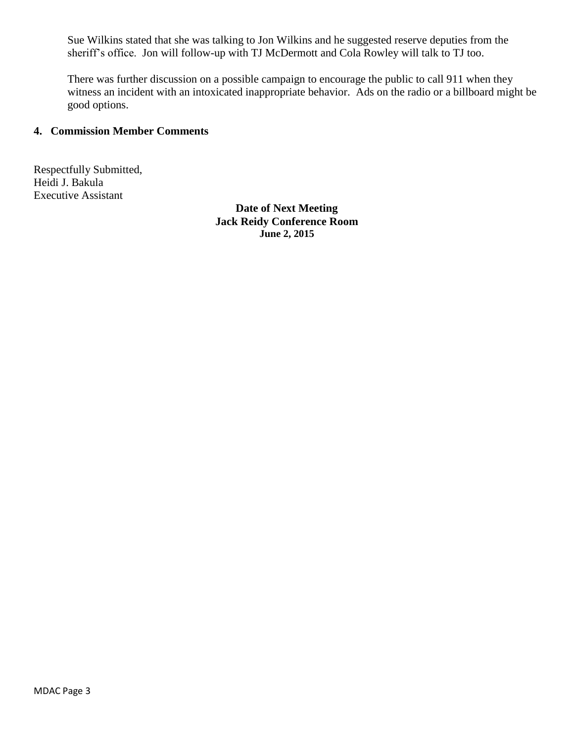Sue Wilkins stated that she was talking to Jon Wilkins and he suggested reserve deputies from the sheriff's office. Jon will follow-up with TJ McDermott and Cola Rowley will talk to TJ too.

There was further discussion on a possible campaign to encourage the public to call 911 when they witness an incident with an intoxicated inappropriate behavior. Ads on the radio or a billboard might be good options.

**4. Commission Member Comments**

Respectfully Submitted,
Heidi J. Bakula
Executive Assistant

**Date of Next Meeting**
**Jack Reidy Conference Room**
**June 2, 2015**